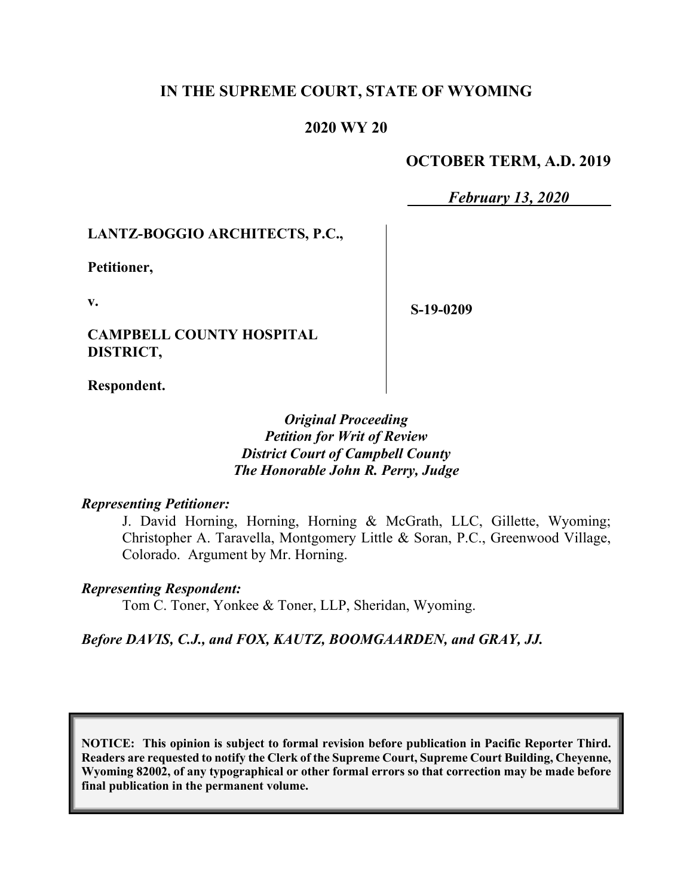# IN THE SUPREME COURT, STATE OF WYOMING

## 2020 WY 20

**OCTOBER TERM, A.D. 2019**

***February 13, 2020***

**LANTZ-BOGGIO ARCHITECTS, P.C.,**

**Petitioner,**

**v.**

**CAMPBELL COUNTY HOSPITAL DISTRICT,**

**Respondent.**

**S-19-0209**

***Original Proceeding***
***Petition for Writ of Review***
***District Court of Campbell County***
***The Honorable John R. Perry, Judge***

***Representing Petitioner:***

J. David Horning, Horning, Horning & McGrath, LLC, Gillette, Wyoming; Christopher A. Taravella, Montgomery Little & Soran, P.C., Greenwood Village, Colorado. Argument by Mr. Horning.

***Representing Respondent:***

Tom C. Toner, Yonkee & Toner, LLP, Sheridan, Wyoming.

***Before DAVIS, C.J., and FOX, KAUTZ, BOOMGAARDEN, and GRAY, JJ.***

**NOTICE: This opinion is subject to formal revision before publication in Pacific Reporter Third. Readers are requested to notify the Clerk of the Supreme Court, Supreme Court Building, Cheyenne, Wyoming 82002, of any typographical or other formal errors so that correction may be made before final publication in the permanent volume.**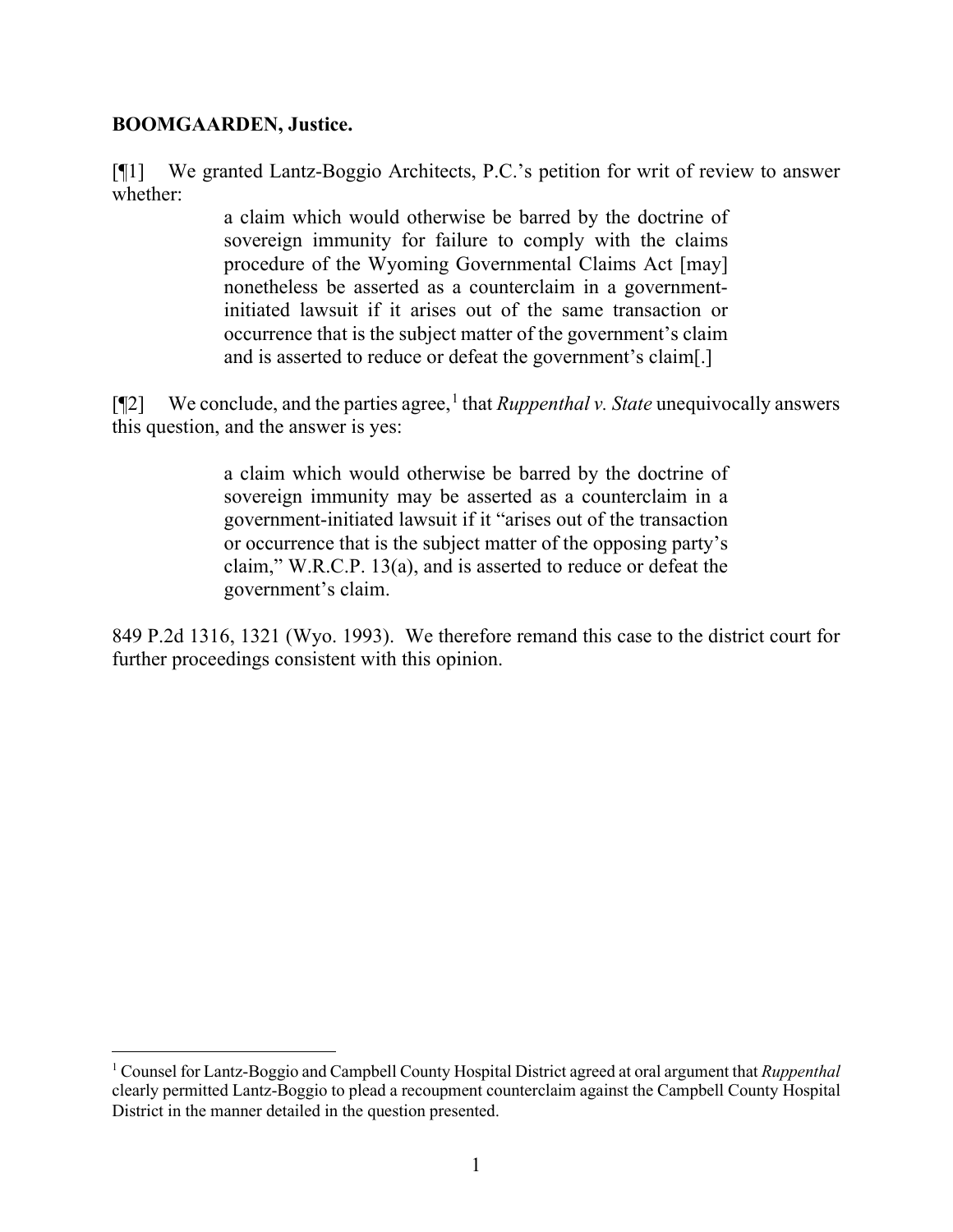**BOOMGAARDEN, Justice.**

[¶1] We granted Lantz-Boggio Architects, P.C.'s petition for writ of review to answer whether:

> a claim which would otherwise be barred by the doctrine of sovereign immunity for failure to comply with the claims procedure of the Wyoming Governmental Claims Act [may] nonetheless be asserted as a counterclaim in a government-initiated lawsuit if it arises out of the same transaction or occurrence that is the subject matter of the government's claim and is asserted to reduce or defeat the government's claim[.]

[¶2] We conclude, and the parties agree,[1] that *Ruppenthal v. State* unequivocally answers this question, and the answer is yes:

> a claim which would otherwise be barred by the doctrine of sovereign immunity may be asserted as a counterclaim in a government-initiated lawsuit if it "arises out of the transaction or occurrence that is the subject matter of the opposing party's claim," W.R.C.P. 13(a), and is asserted to reduce or defeat the government's claim.

849 P.2d 1316, 1321 (Wyo. 1993). We therefore remand this case to the district court for further proceedings consistent with this opinion.

---

[1] Counsel for Lantz-Boggio and Campbell County Hospital District agreed at oral argument that *Ruppenthal* clearly permitted Lantz-Boggio to plead a recoupment counterclaim against the Campbell County Hospital District in the manner detailed in the question presented.